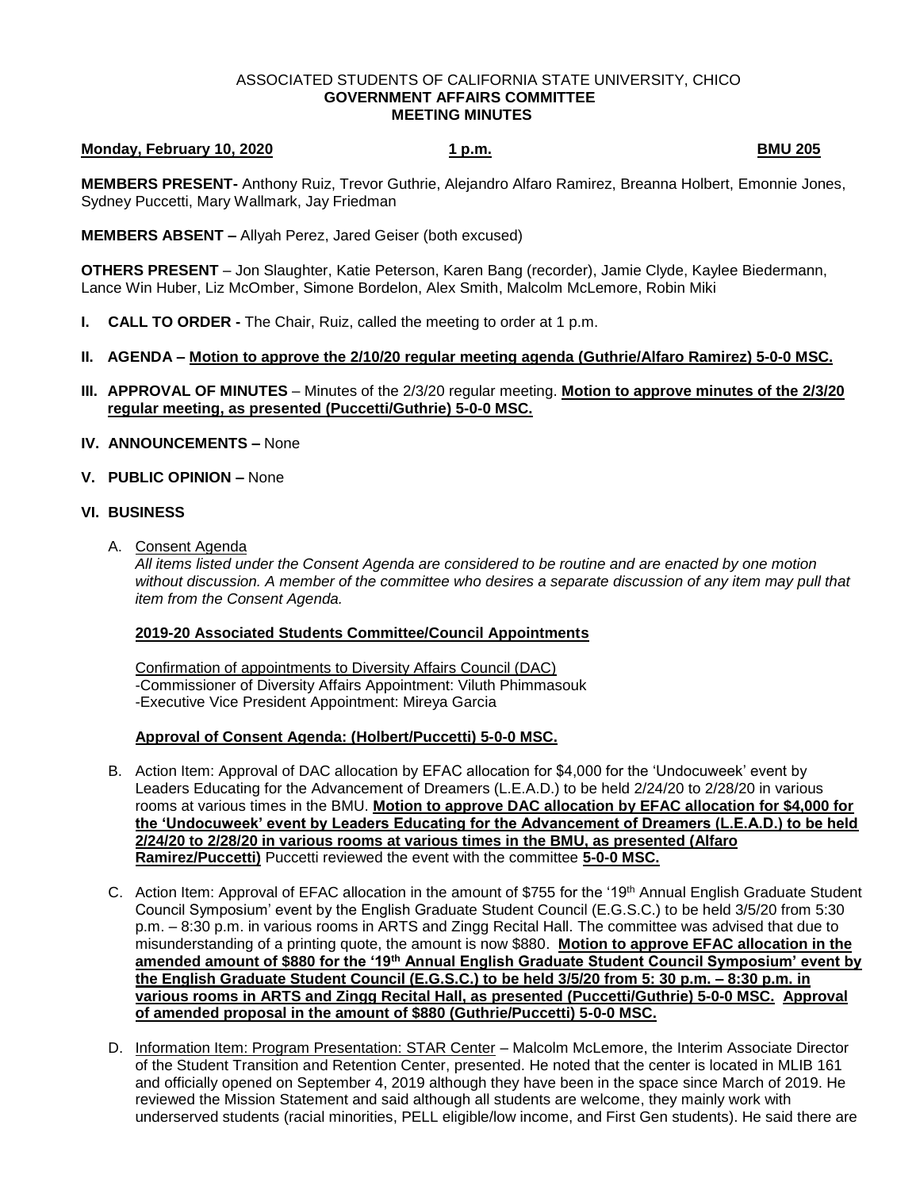ASSOCIATED STUDENTS OF CALIFORNIA STATE UNIVERSITY, CHICO
**GOVERNMENT AFFAIRS COMMITTEE**
**MEETING MINUTES**

**Monday, February 10, 2020** **1 p.m.** **BMU 205**

**MEMBERS PRESENT-** Anthony Ruiz, Trevor Guthrie, Alejandro Alfaro Ramirez, Breanna Holbert, Emonnie Jones, Sydney Puccetti, Mary Wallmark, Jay Friedman

**MEMBERS ABSENT –** Allyah Perez, Jared Geiser (both excused)

**OTHERS PRESENT** – Jon Slaughter, Katie Peterson, Karen Bang (recorder), Jamie Clyde, Kaylee Biedermann, Lance Win Huber, Liz McOmber, Simone Bordelon, Alex Smith, Malcolm McLemore, Robin Miki

**I. CALL TO ORDER -** The Chair, Ruiz, called the meeting to order at 1 p.m.

**II. AGENDA – Motion to approve the 2/10/20 regular meeting agenda (Guthrie/Alfaro Ramirez) 5-0-0 MSC.**

**III. APPROVAL OF MINUTES** – Minutes of the 2/3/20 regular meeting. **Motion to approve minutes of the 2/3/20 regular meeting, as presented (Puccetti/Guthrie) 5-0-0 MSC.**

**IV. ANNOUNCEMENTS –** None

**V. PUBLIC OPINION –** None

**VI. BUSINESS**

A. Consent Agenda
*All items listed under the Consent Agenda are considered to be routine and are enacted by one motion without discussion. A member of the committee who desires a separate discussion of any item may pull that item from the Consent Agenda.*

**2019-20 Associated Students Committee/Council Appointments**

Confirmation of appointments to Diversity Affairs Council (DAC)
-Commissioner of Diversity Affairs Appointment: Viluth Phimmasouk
-Executive Vice President Appointment: Mireya Garcia

**Approval of Consent Agenda: (Holbert/Puccetti) 5-0-0 MSC.**

B. Action Item: Approval of DAC allocation by EFAC allocation for $4,000 for the 'Undocuweek' event by Leaders Educating for the Advancement of Dreamers (L.E.A.D.) to be held 2/24/20 to 2/28/20 in various rooms at various times in the BMU. **Motion to approve DAC allocation by EFAC allocation for $4,000 for the 'Undocuweek' event by Leaders Educating for the Advancement of Dreamers (L.E.A.D.) to be held 2/24/20 to 2/28/20 in various rooms at various times in the BMU, as presented (Alfaro Ramirez/Puccetti)** Puccetti reviewed the event with the committee **5-0-0 MSC.**

C. Action Item: Approval of EFAC allocation in the amount of $755 for the '19th Annual English Graduate Student Council Symposium' event by the English Graduate Student Council (E.G.S.C.) to be held 3/5/20 from 5:30 p.m. – 8:30 p.m. in various rooms in ARTS and Zingg Recital Hall. The committee was advised that due to misunderstanding of a printing quote, the amount is now $880. **Motion to approve EFAC allocation in the amended amount of $880 for the '19th Annual English Graduate Student Council Symposium' event by the English Graduate Student Council (E.G.S.C.) to be held 3/5/20 from 5: 30 p.m. – 8:30 p.m. in various rooms in ARTS and Zingg Recital Hall, as presented (Puccetti/Guthrie) 5-0-0 MSC. Approval of amended proposal in the amount of $880 (Guthrie/Puccetti) 5-0-0 MSC.**

D. Information Item: Program Presentation: STAR Center – Malcolm McLemore, the Interim Associate Director of the Student Transition and Retention Center, presented. He noted that the center is located in MLIB 161 and officially opened on September 4, 2019 although they have been in the space since March of 2019. He reviewed the Mission Statement and said although all students are welcome, they mainly work with underserved students (racial minorities, PELL eligible/low income, and First Gen students). He said there are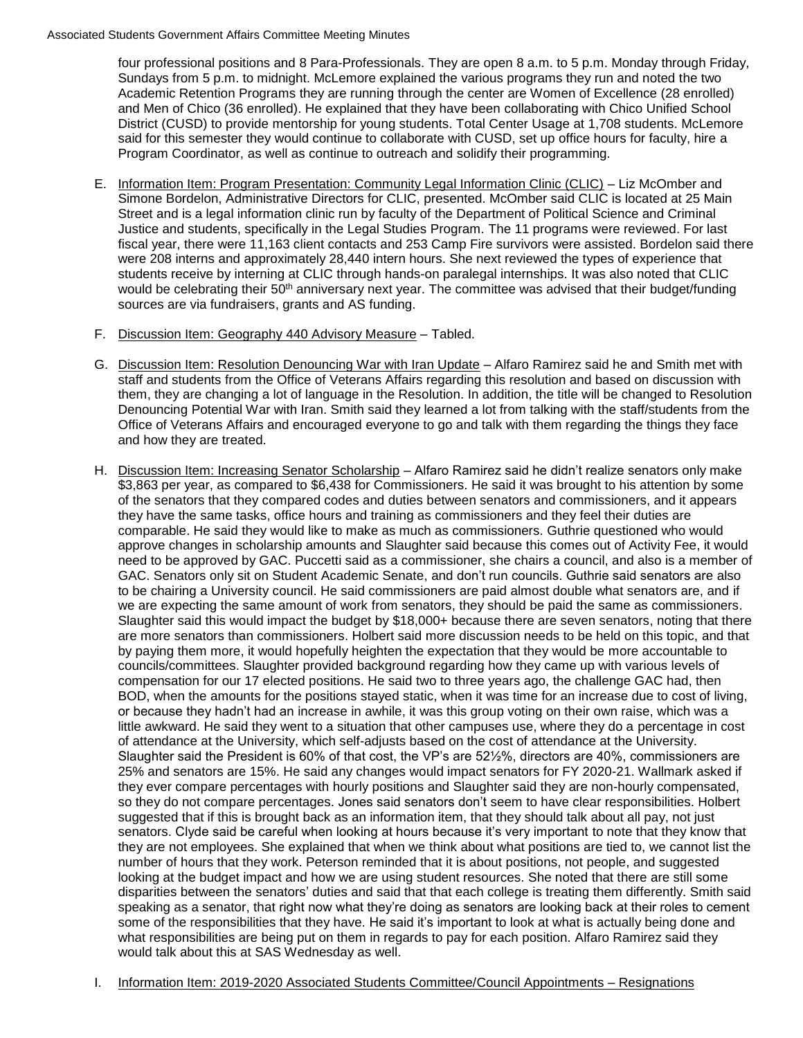four professional positions and 8 Para-Professionals. They are open 8 a.m. to 5 p.m. Monday through Friday, Sundays from 5 p.m. to midnight. McLemore explained the various programs they run and noted the two Academic Retention Programs they are running through the center are Women of Excellence (28 enrolled) and Men of Chico (36 enrolled). He explained that they have been collaborating with Chico Unified School District (CUSD) to provide mentorship for young students. Total Center Usage at 1,708 students. McLemore said for this semester they would continue to collaborate with CUSD, set up office hours for faculty, hire a Program Coordinator, as well as continue to outreach and solidify their programming.

E. Information Item: Program Presentation: Community Legal Information Clinic (CLIC) – Liz McOmber and Simone Bordelon, Administrative Directors for CLIC, presented. McOmber said CLIC is located at 25 Main Street and is a legal information clinic run by faculty of the Department of Political Science and Criminal Justice and students, specifically in the Legal Studies Program. The 11 programs were reviewed. For last fiscal year, there were 11,163 client contacts and 253 Camp Fire survivors were assisted. Bordelon said there were 208 interns and approximately 28,440 intern hours. She next reviewed the types of experience that students receive by interning at CLIC through hands-on paralegal internships. It was also noted that CLIC would be celebrating their 50th anniversary next year. The committee was advised that their budget/funding sources are via fundraisers, grants and AS funding.

F. Discussion Item: Geography 440 Advisory Measure – Tabled.

G. Discussion Item: Resolution Denouncing War with Iran Update – Alfaro Ramirez said he and Smith met with staff and students from the Office of Veterans Affairs regarding this resolution and based on discussion with them, they are changing a lot of language in the Resolution. In addition, the title will be changed to Resolution Denouncing Potential War with Iran. Smith said they learned a lot from talking with the staff/students from the Office of Veterans Affairs and encouraged everyone to go and talk with them regarding the things they face and how they are treated.

H. Discussion Item: Increasing Senator Scholarship – Alfaro Ramirez said he didn't realize senators only make $3,863 per year, as compared to $6,438 for Commissioners. He said it was brought to his attention by some of the senators that they compared codes and duties between senators and commissioners, and it appears they have the same tasks, office hours and training as commissioners and they feel their duties are comparable. He said they would like to make as much as commissioners. Guthrie questioned who would approve changes in scholarship amounts and Slaughter said because this comes out of Activity Fee, it would need to be approved by GAC. Puccetti said as a commissioner, she chairs a council, and also is a member of GAC. Senators only sit on Student Academic Senate, and don't run councils. Guthrie said senators are also to be chairing a University council. He said commissioners are paid almost double what senators are, and if we are expecting the same amount of work from senators, they should be paid the same as commissioners. Slaughter said this would impact the budget by $18,000+ because there are seven senators, noting that there are more senators than commissioners. Holbert said more discussion needs to be held on this topic, and that by paying them more, it would hopefully heighten the expectation that they would be more accountable to councils/committees. Slaughter provided background regarding how they came up with various levels of compensation for our 17 elected positions. He said two to three years ago, the challenge GAC had, then BOD, when the amounts for the positions stayed static, when it was time for an increase due to cost of living, or because they hadn't had an increase in awhile, it was this group voting on their own raise, which was a little awkward. He said they went to a situation that other campuses use, where they do a percentage in cost of attendance at the University, which self-adjusts based on the cost of attendance at the University. Slaughter said the President is 60% of that cost, the VP's are 52½%, directors are 40%, commissioners are 25% and senators are 15%. He said any changes would impact senators for FY 2020-21. Wallmark asked if they ever compare percentages with hourly positions and Slaughter said they are non-hourly compensated, so they do not compare percentages. Jones said senators don't seem to have clear responsibilities. Holbert suggested that if this is brought back as an information item, that they should talk about all pay, not just senators. Clyde said be careful when looking at hours because it's very important to note that they know that they are not employees. She explained that when we think about what positions are tied to, we cannot list the number of hours that they work. Peterson reminded that it is about positions, not people, and suggested looking at the budget impact and how we are using student resources. She noted that there are still some disparities between the senators' duties and said that that each college is treating them differently. Smith said speaking as a senator, that right now what they're doing as senators are looking back at their roles to cement some of the responsibilities that they have. He said it's important to look at what is actually being done and what responsibilities are being put on them in regards to pay for each position. Alfaro Ramirez said they would talk about this at SAS Wednesday as well.

I. Information Item: 2019-2020 Associated Students Committee/Council Appointments – Resignations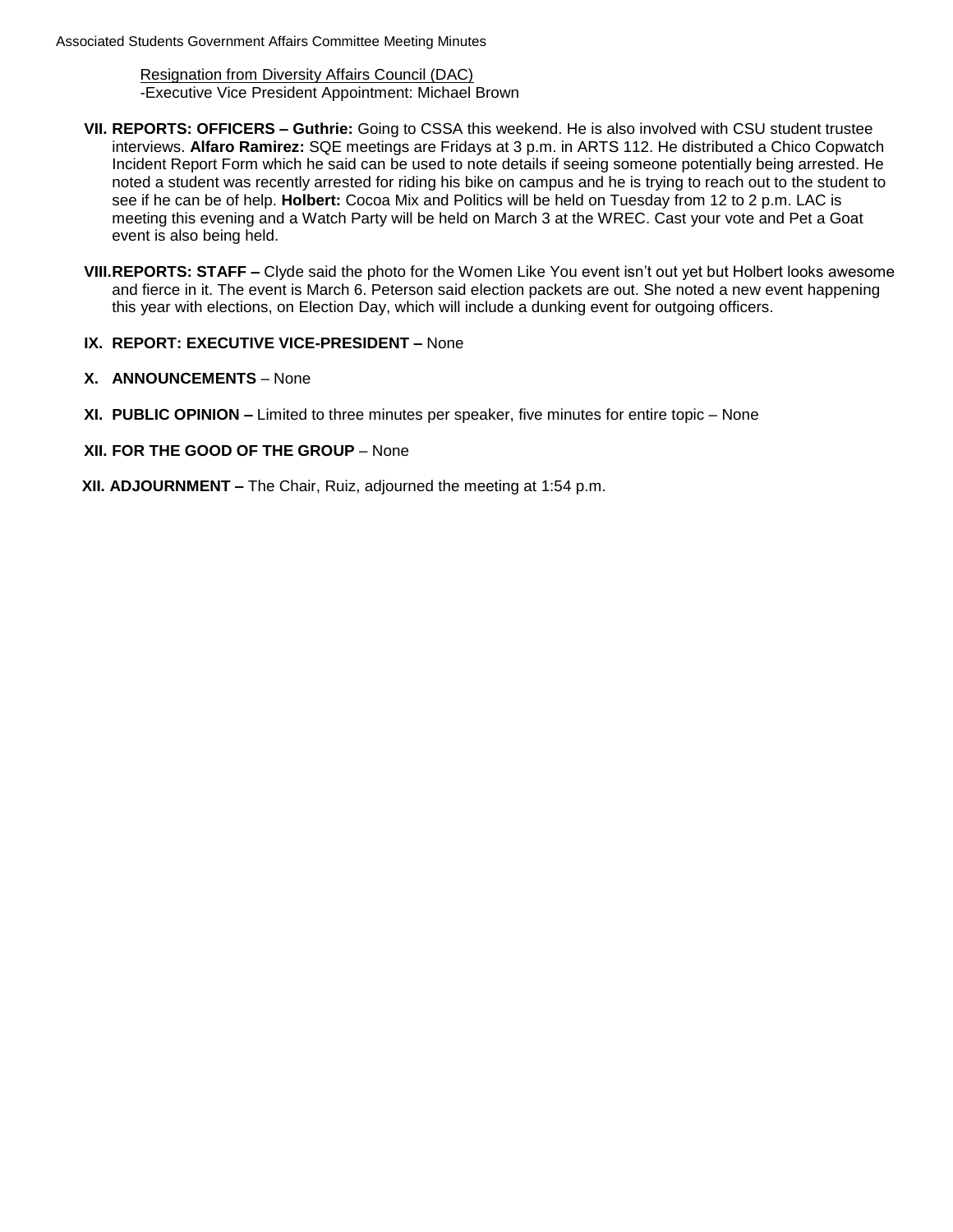Resignation from Diversity Affairs Council (DAC)
-Executive Vice President Appointment: Michael Brown

**VII. REPORTS: OFFICERS – Guthrie:** Going to CSSA this weekend. He is also involved with CSU student trustee interviews. **Alfaro Ramirez:** SQE meetings are Fridays at 3 p.m. in ARTS 112. He distributed a Chico Copwatch Incident Report Form which he said can be used to note details if seeing someone potentially being arrested. He noted a student was recently arrested for riding his bike on campus and he is trying to reach out to the student to see if he can be of help. **Holbert:** Cocoa Mix and Politics will be held on Tuesday from 12 to 2 p.m. LAC is meeting this evening and a Watch Party will be held on March 3 at the WREC. Cast your vote and Pet a Goat event is also being held.

**VIII. REPORTS: STAFF –** Clyde said the photo for the Women Like You event isn't out yet but Holbert looks awesome and fierce in it. The event is March 6. Peterson said election packets are out. She noted a new event happening this year with elections, on Election Day, which will include a dunking event for outgoing officers.

**IX. REPORT: EXECUTIVE VICE-PRESIDENT –** None

**X. ANNOUNCEMENTS** – None

**XI. PUBLIC OPINION –** Limited to three minutes per speaker, five minutes for entire topic – None

**XII. FOR THE GOOD OF THE GROUP** – None

**XII. ADJOURNMENT –** The Chair, Ruiz, adjourned the meeting at 1:54 p.m.